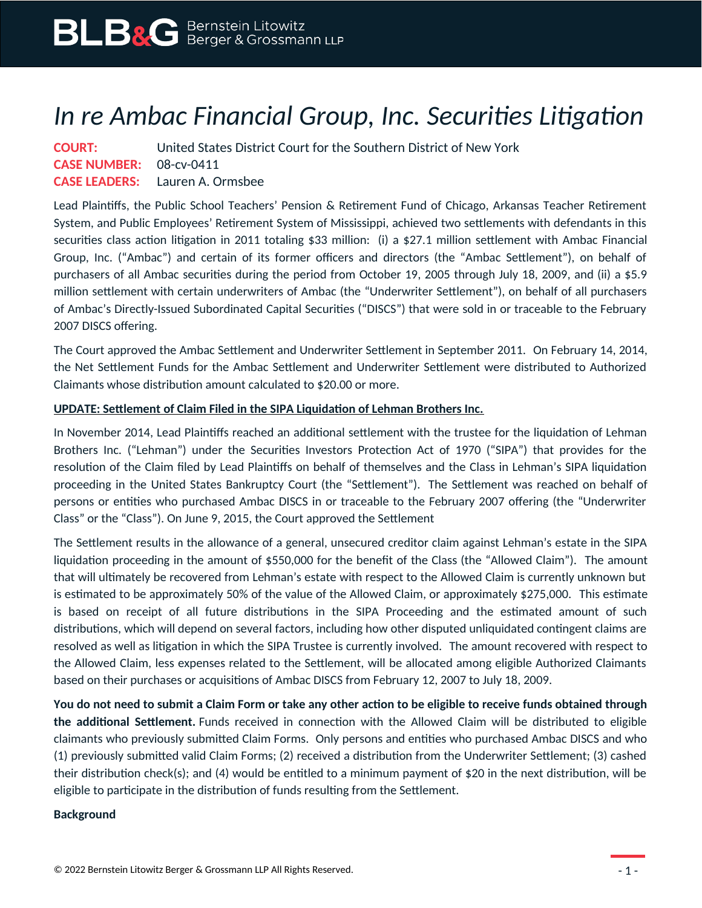# *In re Ambac Financial Group, Inc. Securities Litigation*

**COURT:** United States District Court for the Southern District of New York
**CASE NUMBER:** 08-cv-0411
**CASE LEADERS:** Lauren A. Ormsbee

Lead Plaintiffs, the Public School Teachers' Pension & Retirement Fund of Chicago, Arkansas Teacher Retirement System, and Public Employees' Retirement System of Mississippi, achieved two settlements with defendants in this securities class action litigation in 2011 totaling $33 million: (i) a $27.1 million settlement with Ambac Financial Group, Inc. ("Ambac") and certain of its former officers and directors (the "Ambac Settlement"), on behalf of purchasers of all Ambac securities during the period from October 19, 2005 through July 18, 2009, and (ii) a $5.9 million settlement with certain underwriters of Ambac (the "Underwriter Settlement"), on behalf of all purchasers of Ambac's Directly-Issued Subordinated Capital Securities ("DISCS") that were sold in or traceable to the February 2007 DISCS offering.

The Court approved the Ambac Settlement and Underwriter Settlement in September 2011. On February 14, 2014, the Net Settlement Funds for the Ambac Settlement and Underwriter Settlement were distributed to Authorized Claimants whose distribution amount calculated to $20.00 or more.

**UPDATE: Settlement of Claim Filed in the SIPA Liquidation of Lehman Brothers Inc.**

In November 2014, Lead Plaintiffs reached an additional settlement with the trustee for the liquidation of Lehman Brothers Inc. ("Lehman") under the Securities Investors Protection Act of 1970 ("SIPA") that provides for the resolution of the Claim filed by Lead Plaintiffs on behalf of themselves and the Class in Lehman's SIPA liquidation proceeding in the United States Bankruptcy Court (the "Settlement"). The Settlement was reached on behalf of persons or entities who purchased Ambac DISCS in or traceable to the February 2007 offering (the "Underwriter Class" or the "Class"). On June 9, 2015, the Court approved the Settlement

The Settlement results in the allowance of a general, unsecured creditor claim against Lehman's estate in the SIPA liquidation proceeding in the amount of $550,000 for the benefit of the Class (the "Allowed Claim"). The amount that will ultimately be recovered from Lehman's estate with respect to the Allowed Claim is currently unknown but is estimated to be approximately 50% of the value of the Allowed Claim, or approximately $275,000. This estimate is based on receipt of all future distributions in the SIPA Proceeding and the estimated amount of such distributions, which will depend on several factors, including how other disputed unliquidated contingent claims are resolved as well as litigation in which the SIPA Trustee is currently involved. The amount recovered with respect to the Allowed Claim, less expenses related to the Settlement, will be allocated among eligible Authorized Claimants based on their purchases or acquisitions of Ambac DISCS from February 12, 2007 to July 18, 2009.

**You do not need to submit a Claim Form or take any other action to be eligible to receive funds obtained through the additional Settlement.** Funds received in connection with the Allowed Claim will be distributed to eligible claimants who previously submitted Claim Forms. Only persons and entities who purchased Ambac DISCS and who (1) previously submitted valid Claim Forms; (2) received a distribution from the Underwriter Settlement; (3) cashed their distribution check(s); and (4) would be entitled to a minimum payment of $20 in the next distribution, will be eligible to participate in the distribution of funds resulting from the Settlement.

**Background**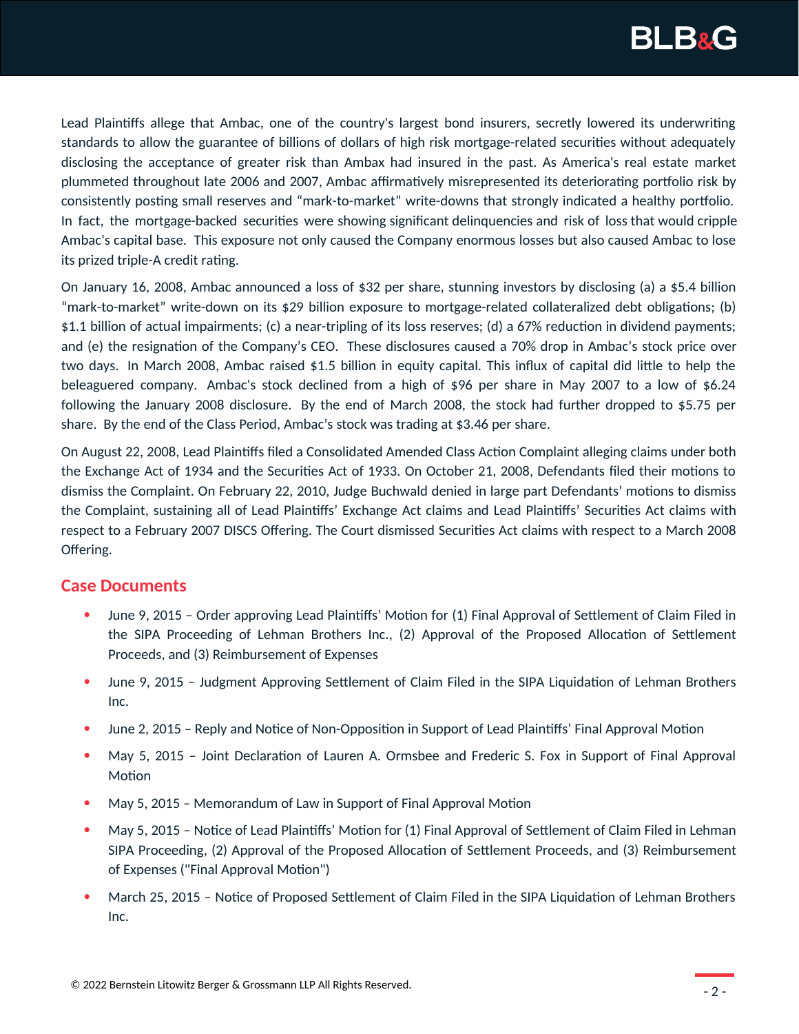Lead Plaintiffs allege that Ambac, one of the country's largest bond insurers, secretly lowered its underwriting standards to allow the guarantee of billions of dollars of high risk mortgage-related securities without adequately disclosing the acceptance of greater risk than Ambax had insured in the past. As America's real estate market plummeted throughout late 2006 and 2007, Ambac affirmatively misrepresented its deteriorating portfolio risk by consistently posting small reserves and "mark-to-market" write-downs that strongly indicated a healthy portfolio. In fact, the mortgage-backed securities were showing significant delinquencies and risk of loss that would cripple Ambac's capital base. This exposure not only caused the Company enormous losses but also caused Ambac to lose its prized triple-A credit rating.

On January 16, 2008, Ambac announced a loss of $32 per share, stunning investors by disclosing (a) a $5.4 billion "mark-to-market" write-down on its $29 billion exposure to mortgage-related collateralized debt obligations; (b) $1.1 billion of actual impairments; (c) a near-tripling of its loss reserves; (d) a 67% reduction in dividend payments; and (e) the resignation of the Company's CEO. These disclosures caused a 70% drop in Ambac's stock price over two days. In March 2008, Ambac raised $1.5 billion in equity capital. This influx of capital did little to help the beleaguered company. Ambac's stock declined from a high of $96 per share in May 2007 to a low of $6.24 following the January 2008 disclosure. By the end of March 2008, the stock had further dropped to $5.75 per share. By the end of the Class Period, Ambac's stock was trading at $3.46 per share.

On August 22, 2008, Lead Plaintiffs filed a Consolidated Amended Class Action Complaint alleging claims under both the Exchange Act of 1934 and the Securities Act of 1933. On October 21, 2008, Defendants filed their motions to dismiss the Complaint. On February 22, 2010, Judge Buchwald denied in large part Defendants' motions to dismiss the Complaint, sustaining all of Lead Plaintiffs' Exchange Act claims and Lead Plaintiffs' Securities Act claims with respect to a February 2007 DISCS Offering. The Court dismissed Securities Act claims with respect to a March 2008 Offering.

## Case Documents

- June 9, 2015 – Order approving Lead Plaintiffs' Motion for (1) Final Approval of Settlement of Claim Filed in the SIPA Proceeding of Lehman Brothers Inc., (2) Approval of the Proposed Allocation of Settlement Proceeds, and (3) Reimbursement of Expenses
- June 9, 2015 – Judgment Approving Settlement of Claim Filed in the SIPA Liquidation of Lehman Brothers Inc.
- June 2, 2015 – Reply and Notice of Non-Opposition in Support of Lead Plaintiffs' Final Approval Motion
- May 5, 2015 – Joint Declaration of Lauren A. Ormsbee and Frederic S. Fox in Support of Final Approval Motion
- May 5, 2015 – Memorandum of Law in Support of Final Approval Motion
- May 5, 2015 – Notice of Lead Plaintiffs' Motion for (1) Final Approval of Settlement of Claim Filed in Lehman SIPA Proceeding, (2) Approval of the Proposed Allocation of Settlement Proceeds, and (3) Reimbursement of Expenses ("Final Approval Motion")
- March 25, 2015 – Notice of Proposed Settlement of Claim Filed in the SIPA Liquidation of Lehman Brothers Inc.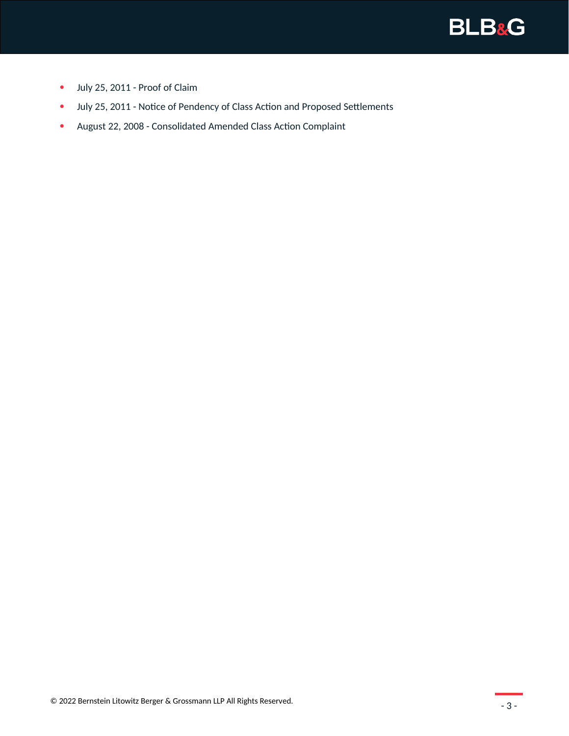- July 25, 2011 - Proof of Claim
- July 25, 2011 - Notice of Pendency of Class Action and Proposed Settlements
- August 22, 2008 - Consolidated Amended Class Action Complaint